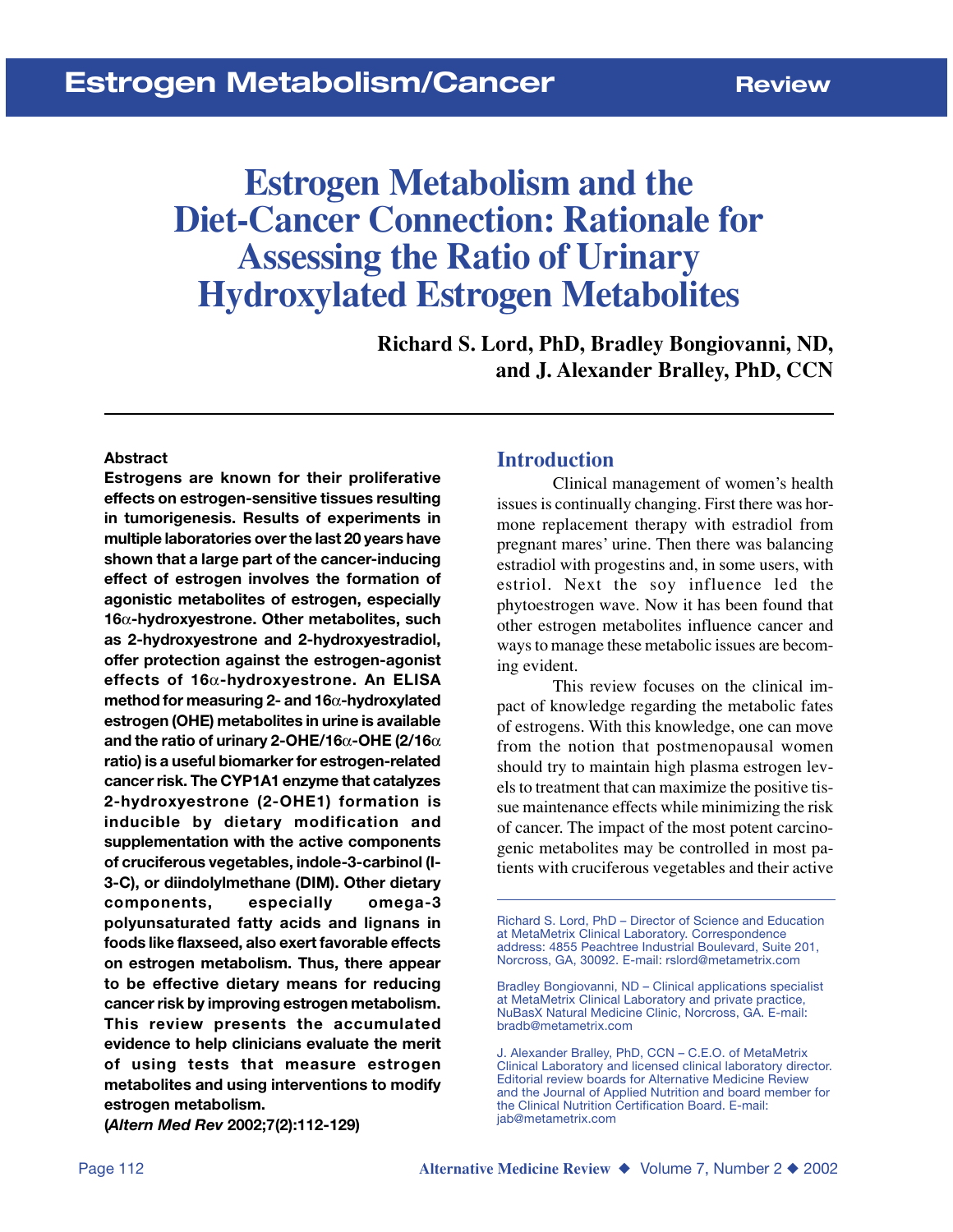# Estrogen Metabolism and the Diet-Cancer Connection: Rationale for Assessing the Ratio of Urinary Hydroxylated Estrogen Metabolites

**Richard S. Lord, PhD, Bradley Bongiovanni, ND, and J. Alexander Bralley, PhD, CCN**

## Abstract

**Estrogens are known for their proliferative effects on estrogen-sensitive tissues resulting in tumorigenesis. Results of experiments in multiple laboratories over the last 20 years have shown that a large part of the cancer-inducing effect of estrogen involves the formation of agonistic metabolites of estrogen, especially 16α-hydroxyestrone. Other metabolites, such as 2-hydroxyestrone and 2-hydroxyestradiol, offer protection against the estrogen-agonist effects of 16α-hydroxyestrone. An ELISA method for measuring 2- and 16α-hydroxylated estrogen (OHE) metabolites in urine is available and the ratio of urinary 2-OHE/16α-OHE (2/16α ratio) is a useful biomarker for estrogen-related cancer risk. The CYP1A1 enzyme that catalyzes 2-hydroxyestrone (2-OHE1) formation is inducible by dietary modification and supplementation with the active components of cruciferous vegetables, indole-3-carbinol (I-3-C), or diindolylmethane (DIM). Other dietary components, especially omega-3 polyunsaturated fatty acids and lignans in foods like flaxseed, also exert favorable effects on estrogen metabolism. Thus, there appear to be effective dietary means for reducing cancer risk by improving estrogen metabolism. This review presents the accumulated evidence to help clinicians evaluate the merit of using tests that measure estrogen metabolites and using interventions to modify estrogen metabolism.**

**(*Altern Med Rev* 2002;7(2):112-129)**

## Introduction

Clinical management of women's health issues is continually changing. First there was hormone replacement therapy with estradiol from pregnant mares' urine. Then there was balancing estradiol with progestins and, in some users, with estriol. Next the soy influence led the phytoestrogen wave. Now it has been found that other estrogen metabolites influence cancer and ways to manage these metabolic issues are becoming evident.

This review focuses on the clinical impact of knowledge regarding the metabolic fates of estrogens. With this knowledge, one can move from the notion that postmenopausal women should try to maintain high plasma estrogen levels to treatment that can maximize the positive tissue maintenance effects while minimizing the risk of cancer. The impact of the most potent carcinogenic metabolites may be controlled in most patients with cruciferous vegetables and their active

---

Richard S. Lord, PhD – Director of Science and Education at MetaMetrix Clinical Laboratory. Correspondence address: 4855 Peachtree Industrial Boulevard, Suite 201, Norcross, GA, 30092. E-mail: rslord@metametrix.com

Bradley Bongiovanni, ND – Clinical applications specialist at MetaMetrix Clinical Laboratory and private practice, NuBasX Natural Medicine Clinic, Norcross, GA. E-mail: bradb@metametrix.com

J. Alexander Bralley, PhD, CCN – C.E.O. of MetaMetrix Clinical Laboratory and licensed clinical laboratory director. Editorial review boards for Alternative Medicine Review and the Journal of Applied Nutrition and board member for the Clinical Nutrition Certification Board. E-mail: jab@metametrix.com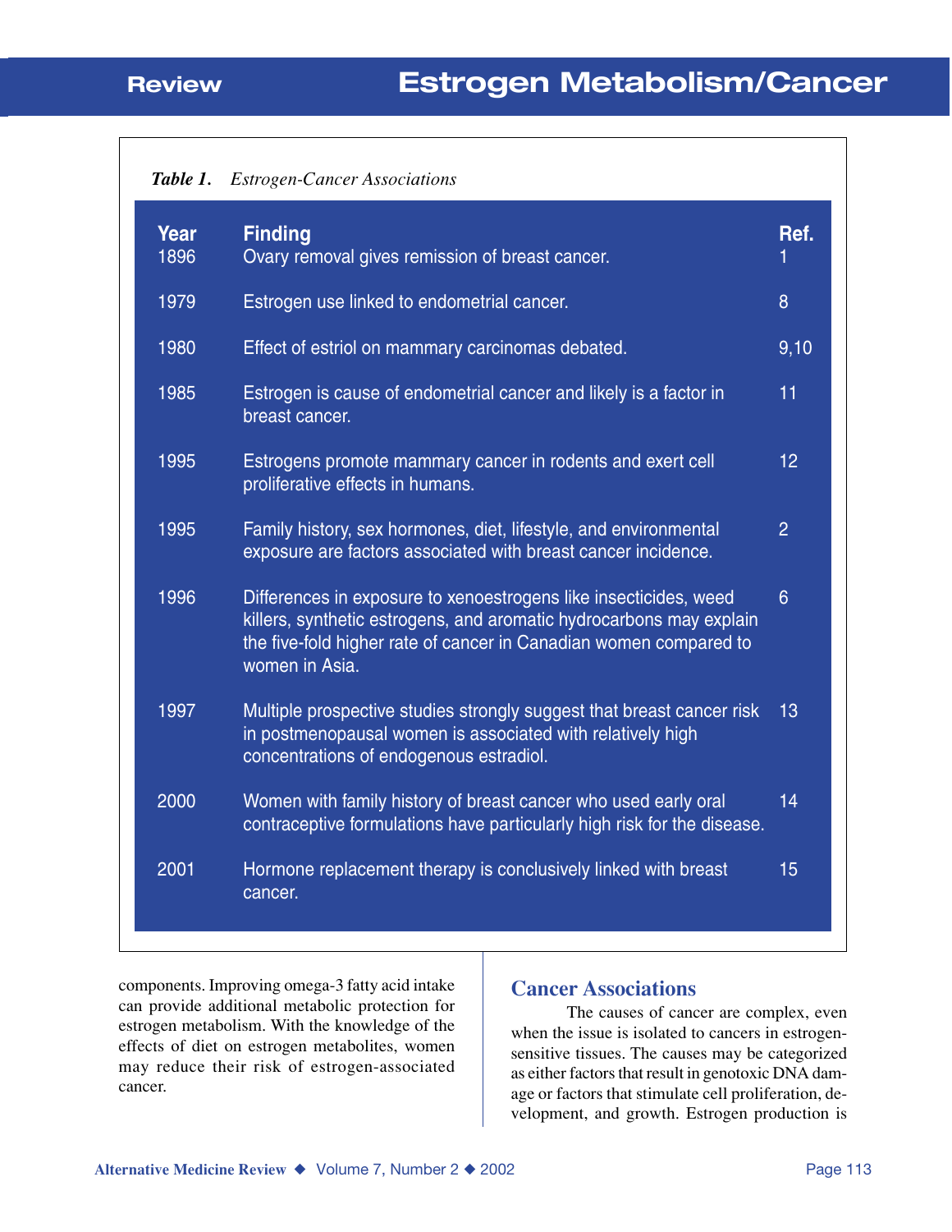*Table 1. Estrogen-Cancer Associations*

| Year | Finding | Ref. |
|---|---|---|
| 1896 | Ovary removal gives remission of breast cancer. | 1 |
| 1979 | Estrogen use linked to endometrial cancer. | 8 |
| 1980 | Effect of estriol on mammary carcinomas debated. | 9,10 |
| 1985 | Estrogen is cause of endometrial cancer and likely is a factor in breast cancer. | 11 |
| 1995 | Estrogens promote mammary cancer in rodents and exert cell proliferative effects in humans. | 12 |
| 1995 | Family history, sex hormones, diet, lifestyle, and environmental exposure are factors associated with breast cancer incidence. | 2 |
| 1996 | Differences in exposure to xenoestrogens like insecticides, weed killers, synthetic estrogens, and aromatic hydrocarbons may explain the five-fold higher rate of cancer in Canadian women compared to women in Asia. | 6 |
| 1997 | Multiple prospective studies strongly suggest that breast cancer risk in postmenopausal women is associated with relatively high concentrations of endogenous estradiol. | 13 |
| 2000 | Women with family history of breast cancer who used early oral contraceptive formulations have particularly high risk for the disease. | 14 |
| 2001 | Hormone replacement therapy is conclusively linked with breast cancer. | 15 |

components. Improving omega-3 fatty acid intake can provide additional metabolic protection for estrogen metabolism. With the knowledge of the effects of diet on estrogen metabolites, women may reduce their risk of estrogen-associated cancer.

## Cancer Associations

The causes of cancer are complex, even when the issue is isolated to cancers in estrogen-sensitive tissues. The causes may be categorized as either factors that result in genotoxic DNA damage or factors that stimulate cell proliferation, development, and growth. Estrogen production is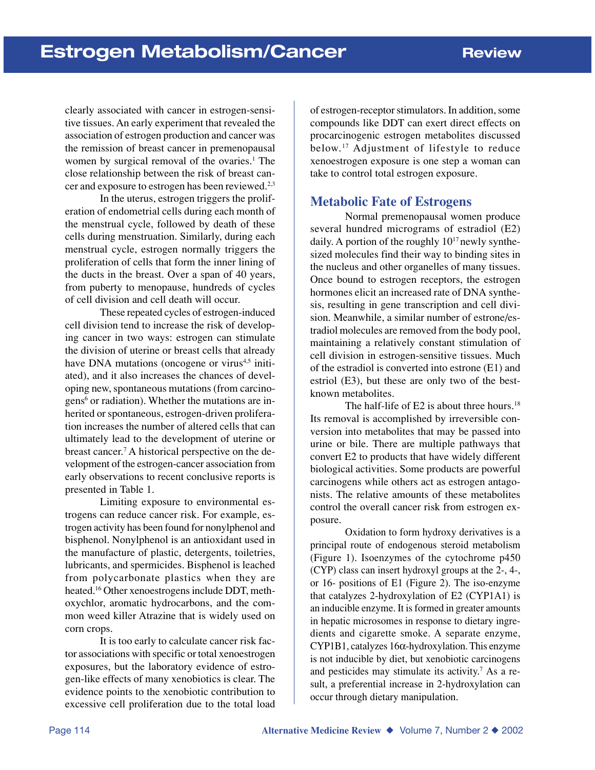clearly associated with cancer in estrogen-sensitive tissues. An early experiment that revealed the association of estrogen production and cancer was the remission of breast cancer in premenopausal women by surgical removal of the ovaries.[1] The close relationship between the risk of breast cancer and exposure to estrogen has been reviewed.[2,3]

In the uterus, estrogen triggers the proliferation of endometrial cells during each month of the menstrual cycle, followed by death of these cells during menstruation. Similarly, during each menstrual cycle, estrogen normally triggers the proliferation of cells that form the inner lining of the ducts in the breast. Over a span of 40 years, from puberty to menopause, hundreds of cycles of cell division and cell death will occur.

These repeated cycles of estrogen-induced cell division tend to increase the risk of developing cancer in two ways: estrogen can stimulate the division of uterine or breast cells that already have DNA mutations (oncogene or virus[4,5] initiated), and it also increases the chances of developing new, spontaneous mutations (from carcinogens[6] or radiation). Whether the mutations are inherited or spontaneous, estrogen-driven proliferation increases the number of altered cells that can ultimately lead to the development of uterine or breast cancer.[7] A historical perspective on the development of the estrogen-cancer association from early observations to recent conclusive reports is presented in Table 1.

Limiting exposure to environmental estrogens can reduce cancer risk. For example, estrogen activity has been found for nonylphenol and bisphenol. Nonylphenol is an antioxidant used in the manufacture of plastic, detergents, toiletries, lubricants, and spermicides. Bisphenol is leached from polycarbonate plastics when they are heated.[16] Other xenoestrogens include DDT, methoxychlor, aromatic hydrocarbons, and the common weed killer Atrazine that is widely used on corn crops.

It is too early to calculate cancer risk factor associations with specific or total xenoestrogen exposures, but the laboratory evidence of estrogen-like effects of many xenobiotics is clear. The evidence points to the xenobiotic contribution to excessive cell proliferation due to the total load of estrogen-receptor stimulators. In addition, some compounds like DDT can exert direct effects on procarcinogenic estrogen metabolites discussed below.[17] Adjustment of lifestyle to reduce xenoestrogen exposure is one step a woman can take to control total estrogen exposure.

## Metabolic Fate of Estrogens

Normal premenopausal women produce several hundred micrograms of estradiol (E2) daily. A portion of the roughly $10^{17}$ newly synthesized molecules find their way to binding sites in the nucleus and other organelles of many tissues. Once bound to estrogen receptors, the estrogen hormones elicit an increased rate of DNA synthesis, resulting in gene transcription and cell division. Meanwhile, a similar number of estrone/estradiol molecules are removed from the body pool, maintaining a relatively constant stimulation of cell division in estrogen-sensitive tissues. Much of the estradiol is converted into estrone (E1) and estriol (E3), but these are only two of the best-known metabolites.

The half-life of E2 is about three hours.[18] Its removal is accomplished by irreversible conversion into metabolites that may be passed into urine or bile. There are multiple pathways that convert E2 to products that have widely different biological activities. Some products are powerful carcinogens while others act as estrogen antagonists. The relative amounts of these metabolites control the overall cancer risk from estrogen exposure.

Oxidation to form hydroxy derivatives is a principal route of endogenous steroid metabolism (Figure 1). Isoenzymes of the cytochrome p450 (CYP) class can insert hydroxyl groups at the 2-, 4-, or 16- positions of E1 (Figure 2). The iso-enzyme that catalyzes 2-hydroxylation of E2 (CYP1A1) is an inducible enzyme. It is formed in greater amounts in hepatic microsomes in response to dietary ingredients and cigarette smoke. A separate enzyme, CYP1B1, catalyzes 16α-hydroxylation. This enzyme is not inducible by diet, but xenobiotic carcinogens and pesticides may stimulate its activity.[7] As a result, a preferential increase in 2-hydroxylation can occur through dietary manipulation.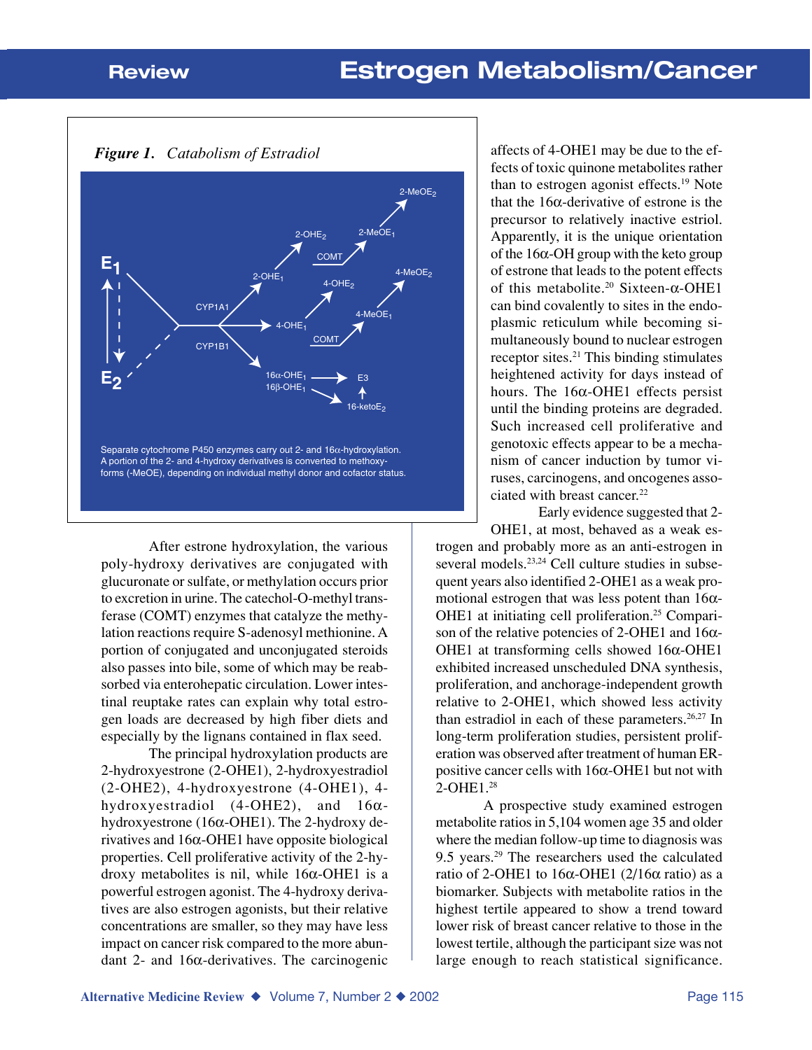**Figure 1.** *Catabolism of Estradiol*

Separate cytochrome P450 enzymes carry out 2- and 16α-hydroxylation. A portion of the 2- and 4-hydroxy derivatives is converted to methoxy-forms (-MeOE), depending on individual methyl donor and cofactor status.

After estrone hydroxylation, the various poly-hydroxy derivatives are conjugated with glucuronate or sulfate, or methylation occurs prior to excretion in urine. The catechol-O-methyl transferase (COMT) enzymes that catalyze the methylation reactions require S-adenosyl methionine. A portion of conjugated and unconjugated steroids also passes into bile, some of which may be reabsorbed via enterohepatic circulation. Lower intestinal reuptake rates can explain why total estrogen loads are decreased by high fiber diets and especially by the lignans contained in flax seed.

The principal hydroxylation products are 2-hydroxyestrone (2-OHE1), 2-hydroxyestradiol (2-OHE2), 4-hydroxyestrone (4-OHE1), 4-hydroxyestradiol (4-OHE2), and 16α-hydroxyestrone (16α-OHE1). The 2-hydroxy derivatives and 16α-OHE1 have opposite biological properties. Cell proliferative activity of the 2-hydroxy metabolites is nil, while 16α-OHE1 is a powerful estrogen agonist. The 4-hydroxy derivatives are also estrogen agonists, but their relative concentrations are smaller, so they may have less impact on cancer risk compared to the more abundant 2- and 16α-derivatives. The carcinogenic affects of 4-OHE1 may be due to the effects of toxic quinone metabolites rather than to estrogen agonist effects.[19] Note that the 16α-derivative of estrone is the precursor to relatively inactive estriol. Apparently, it is the unique orientation of the 16α-OH group with the keto group of estrone that leads to the potent effects of this metabolite.[20] Sixteen-α-OHE1 can bind covalently to sites in the endoplasmic reticulum while becoming simultaneously bound to nuclear estrogen receptor sites.[21] This binding stimulates heightened activity for days instead of hours. The 16α-OHE1 effects persist until the binding proteins are degraded. Such increased cell proliferative and genotoxic effects appear to be a mechanism of cancer induction by tumor viruses, carcinogens, and oncogenes associated with breast cancer.[22]

Early evidence suggested that 2-OHE1, at most, behaved as a weak estrogen and probably more as an anti-estrogen in several models.[23,24] Cell culture studies in subsequent years also identified 2-OHE1 as a weak promotional estrogen that was less potent than 16α-OHE1 at initiating cell proliferation.[25] Comparison of the relative potencies of 2-OHE1 and 16α-OHE1 at transforming cells showed 16α-OHE1 exhibited increased unscheduled DNA synthesis, proliferation, and anchorage-independent growth relative to 2-OHE1, which showed less activity than estradiol in each of these parameters.[26,27] In long-term proliferation studies, persistent proliferation was observed after treatment of human ER-positive cancer cells with 16α-OHE1 but not with 2-OHE1.[28]

A prospective study examined estrogen metabolite ratios in 5,104 women age 35 and older where the median follow-up time to diagnosis was 9.5 years.[29] The researchers used the calculated ratio of 2-OHE1 to 16α-OHE1 (2/16α ratio) as a biomarker. Subjects with metabolite ratios in the highest tertile appeared to show a trend toward lower risk of breast cancer relative to those in the lowest tertile, although the participant size was not large enough to reach statistical significance.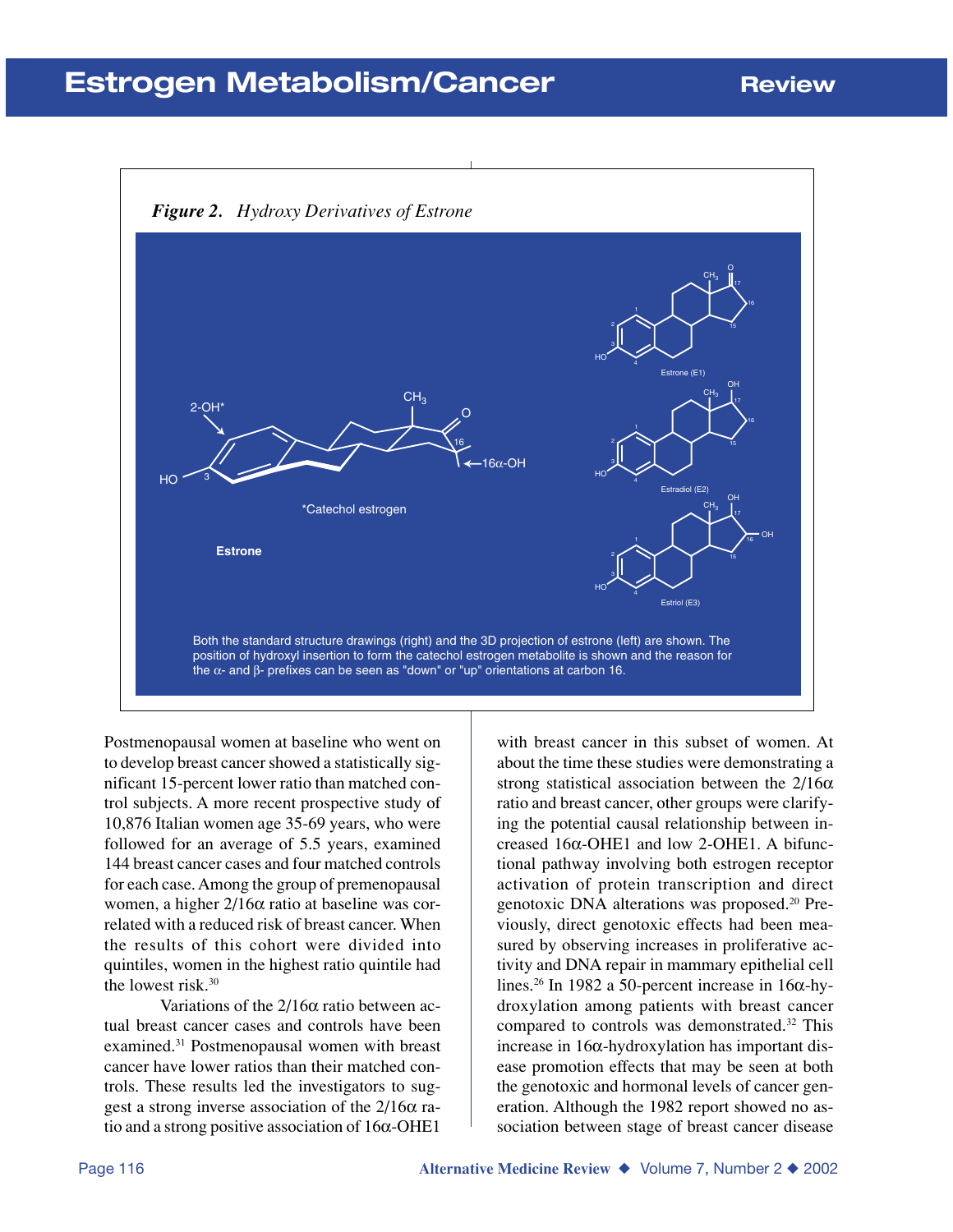***Figure 2.** Hydroxy Derivatives of Estrone*

Both the standard structure drawings (right) and the 3D projection of estrone (left) are shown. The position of hydroxyl insertion to form the catechol estrogen metabolite is shown and the reason for the α- and β- prefixes can be seen as "down" or "up" orientations at carbon 16.

Postmenopausal women at baseline who went on to develop breast cancer showed a statistically significant 15-percent lower ratio than matched control subjects. A more recent prospective study of 10,876 Italian women age 35-69 years, who were followed for an average of 5.5 years, examined 144 breast cancer cases and four matched controls for each case. Among the group of premenopausal women, a higher 2/16α ratio at baseline was correlated with a reduced risk of breast cancer. When the results of this cohort were divided into quintiles, women in the highest ratio quintile had the lowest risk.[30]

Variations of the 2/16α ratio between actual breast cancer cases and controls have been examined.[31] Postmenopausal women with breast cancer have lower ratios than their matched controls. These results led the investigators to suggest a strong inverse association of the 2/16α ratio and a strong positive association of 16α-OHE1 with breast cancer in this subset of women. At about the time these studies were demonstrating a strong statistical association between the 2/16α ratio and breast cancer, other groups were clarifying the potential causal relationship between increased 16α-OHE1 and low 2-OHE1. A bifunctional pathway involving both estrogen receptor activation of protein transcription and direct genotoxic DNA alterations was proposed.[20] Previously, direct genotoxic effects had been measured by observing increases in proliferative activity and DNA repair in mammary epithelial cell lines.[26] In 1982 a 50-percent increase in 16α-hydroxylation among patients with breast cancer compared to controls was demonstrated.[32] This increase in 16α-hydroxylation has important disease promotion effects that may be seen at both the genotoxic and hormonal levels of cancer generation. Although the 1982 report showed no association between stage of breast cancer disease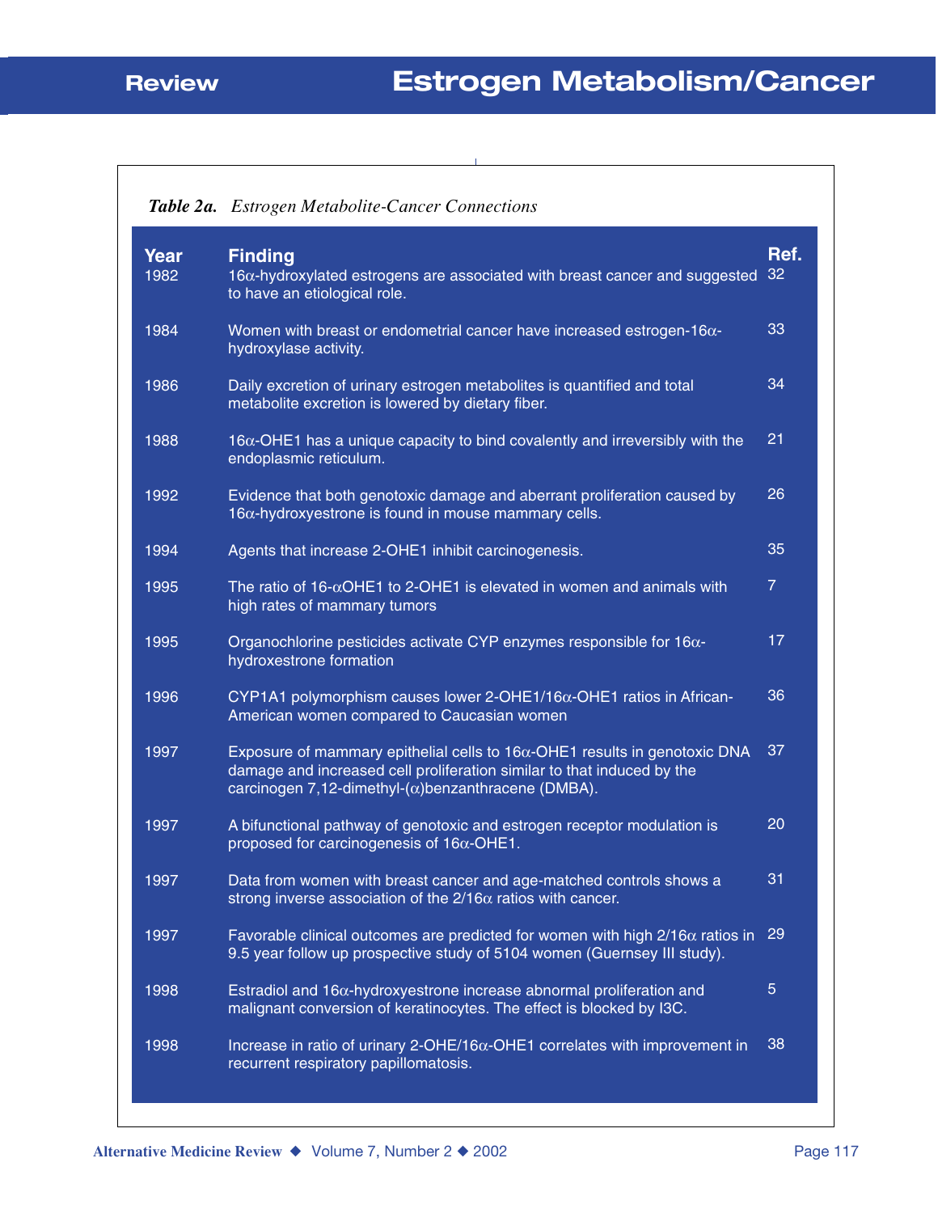*Table 2a. Estrogen Metabolite-Cancer Connections*

| Year | Finding | Ref. |
|---|---|---|
| 1982 | 16α-hydroxylated estrogens are associated with breast cancer and suggested to have an etiological role. | 32 |
| 1984 | Women with breast or endometrial cancer have increased estrogen-16α-hydroxylase activity. | 33 |
| 1986 | Daily excretion of urinary estrogen metabolites is quantified and total metabolite excretion is lowered by dietary fiber. | 34 |
| 1988 | 16α-OHE1 has a unique capacity to bind covalently and irreversibly with the endoplasmic reticulum. | 21 |
| 1992 | Evidence that both genotoxic damage and aberrant proliferation caused by 16α-hydroxyestrone is found in mouse mammary cells. | 26 |
| 1994 | Agents that increase 2-OHE1 inhibit carcinogenesis. | 35 |
| 1995 | The ratio of 16-αOHE1 to 2-OHE1 is elevated in women and animals with high rates of mammary tumors | 7 |
| 1995 | Organochlorine pesticides activate CYP enzymes responsible for 16α-hydroxestrone formation | 17 |
| 1996 | CYP1A1 polymorphism causes lower 2-OHE1/16α-OHE1 ratios in African-American women compared to Caucasian women | 36 |
| 1997 | Exposure of mammary epithelial cells to 16α-OHE1 results in genotoxic DNA damage and increased cell proliferation similar to that induced by the carcinogen 7,12-dimethyl-(α)benzanthracene (DMBA). | 37 |
| 1997 | A bifunctional pathway of genotoxic and estrogen receptor modulation is proposed for carcinogenesis of 16α-OHE1. | 20 |
| 1997 | Data from women with breast cancer and age-matched controls shows a strong inverse association of the 2/16α ratios with cancer. | 31 |
| 1997 | Favorable clinical outcomes are predicted for women with high 2/16α ratios in 9.5 year follow up prospective study of 5104 women (Guernsey III study). | 29 |
| 1998 | Estradiol and 16α-hydroxyestrone increase abnormal proliferation and malignant conversion of keratinocytes. The effect is blocked by I3C. | 5 |
| 1998 | Increase in ratio of urinary 2-OHE/16α-OHE1 correlates with improvement in recurrent respiratory papillomatosis. | 38 |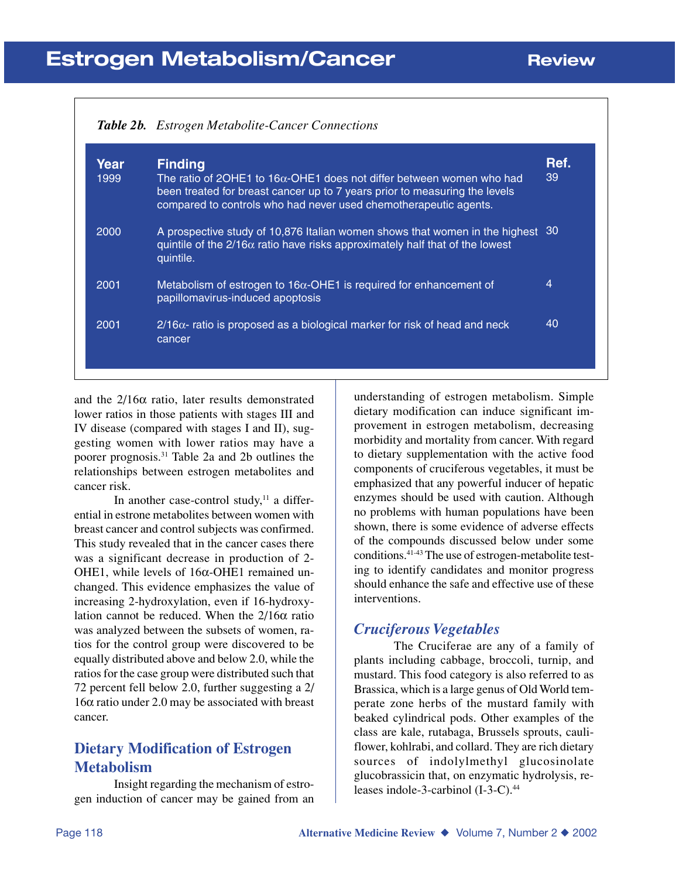*Table 2b. Estrogen Metabolite-Cancer Connections*

| Year | Finding | Ref. |
|---|---|---|
| 1999 | The ratio of 2OHE1 to 16α-OHE1 does not differ between women who had been treated for breast cancer up to 7 years prior to measuring the levels compared to controls who had never used chemotherapeutic agents. | 39 |
| 2000 | A prospective study of 10,876 Italian women shows that women in the highest quintile of the 2/16α ratio have risks approximately half that of the lowest quintile. | 30 |
| 2001 | Metabolism of estrogen to 16α-OHE1 is required for enhancement of papillomavirus-induced apoptosis | 4 |
| 2001 | 2/16α- ratio is proposed as a biological marker for risk of head and neck cancer | 40 |

and the 2/16α ratio, later results demonstrated lower ratios in those patients with stages III and IV disease (compared with stages I and II), suggesting women with lower ratios may have a poorer prognosis.[31] Table 2a and 2b outlines the relationships between estrogen metabolites and cancer risk.

In another case-control study,[11] a differential in estrone metabolites between women with breast cancer and control subjects was confirmed. This study revealed that in the cancer cases there was a significant decrease in production of 2-OHE1, while levels of 16α-OHE1 remained unchanged. This evidence emphasizes the value of increasing 2-hydroxylation, even if 16-hydroxylation cannot be reduced. When the 2/16α ratio was analyzed between the subsets of women, ratios for the control group were discovered to be equally distributed above and below 2.0, while the ratios for the case group were distributed such that 72 percent fell below 2.0, further suggesting a 2/16α ratio under 2.0 may be associated with breast cancer.

## Dietary Modification of Estrogen Metabolism

Insight regarding the mechanism of estrogen induction of cancer may be gained from an understanding of estrogen metabolism. Simple dietary modification can induce significant improvement in estrogen metabolism, decreasing morbidity and mortality from cancer. With regard to dietary supplementation with the active food components of cruciferous vegetables, it must be emphasized that any powerful inducer of hepatic enzymes should be used with caution. Although no problems with human populations have been shown, there is some evidence of adverse effects of the compounds discussed below under some conditions.[41-43] The use of estrogen-metabolite testing to identify candidates and monitor progress should enhance the safe and effective use of these interventions.

### *Cruciferous Vegetables*

The Cruciferae are any of a family of plants including cabbage, broccoli, turnip, and mustard. This food category is also referred to as Brassica, which is a large genus of Old World temperate zone herbs of the mustard family with beaked cylindrical pods. Other examples of the class are kale, rutabaga, Brussels sprouts, cauliflower, kohlrabi, and collard. They are rich dietary sources of indolylmethyl glucosinolate glucobrassicin that, on enzymatic hydrolysis, releases indole-3-carbinol (I-3-C).[44]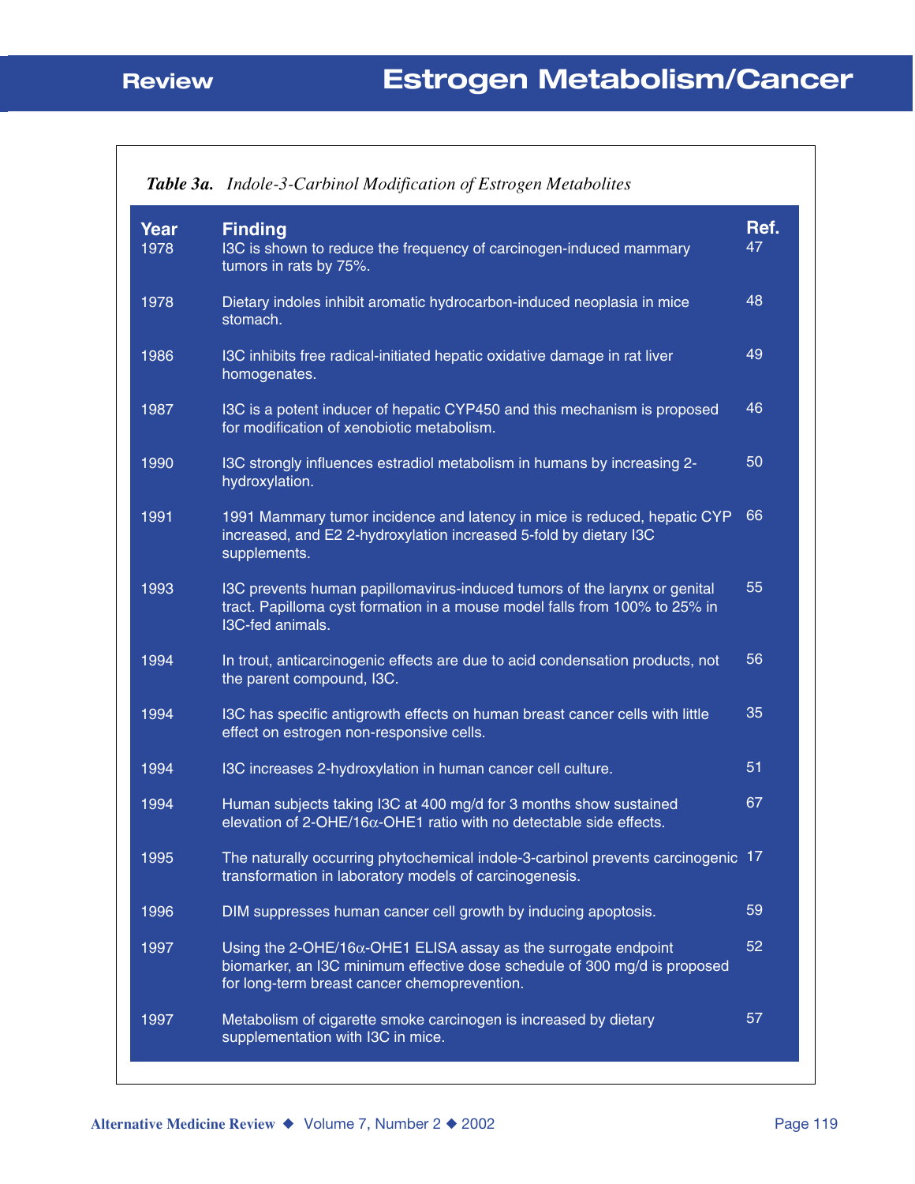*Table 3a. Indole-3-Carbinol Modification of Estrogen Metabolites*

| Year | Finding | Ref. |
|---|---|---|
| 1978 | I3C is shown to reduce the frequency of carcinogen-induced mammary tumors in rats by 75%. | 47 |
| 1978 | Dietary indoles inhibit aromatic hydrocarbon-induced neoplasia in mice stomach. | 48 |
| 1986 | I3C inhibits free radical-initiated hepatic oxidative damage in rat liver homogenates. | 49 |
| 1987 | I3C is a potent inducer of hepatic CYP450 and this mechanism is proposed for modification of xenobiotic metabolism. | 46 |
| 1990 | I3C strongly influences estradiol metabolism in humans by increasing 2-hydroxylation. | 50 |
| 1991 | 1991 Mammary tumor incidence and latency in mice is reduced, hepatic CYP increased, and E2 2-hydroxylation increased 5-fold by dietary I3C supplements. | 66 |
| 1993 | I3C prevents human papillomavirus-induced tumors of the larynx or genital tract. Papilloma cyst formation in a mouse model falls from 100% to 25% in I3C-fed animals. | 55 |
| 1994 | In trout, anticarcinogenic effects are due to acid condensation products, not the parent compound, I3C. | 56 |
| 1994 | I3C has specific antigrowth effects on human breast cancer cells with little effect on estrogen non-responsive cells. | 35 |
| 1994 | I3C increases 2-hydroxylation in human cancer cell culture. | 51 |
| 1994 | Human subjects taking I3C at 400 mg/d for 3 months show sustained elevation of 2-OHE/16α-OHE1 ratio with no detectable side effects. | 67 |
| 1995 | The naturally occurring phytochemical indole-3-carbinol prevents carcinogenic transformation in laboratory models of carcinogenesis. | 17 |
| 1996 | DIM suppresses human cancer cell growth by inducing apoptosis. | 59 |
| 1997 | Using the 2-OHE/16α-OHE1 ELISA assay as the surrogate endpoint biomarker, an I3C minimum effective dose schedule of 300 mg/d is proposed for long-term breast cancer chemoprevention. | 52 |
| 1997 | Metabolism of cigarette smoke carcinogen is increased by dietary supplementation with I3C in mice. | 57 |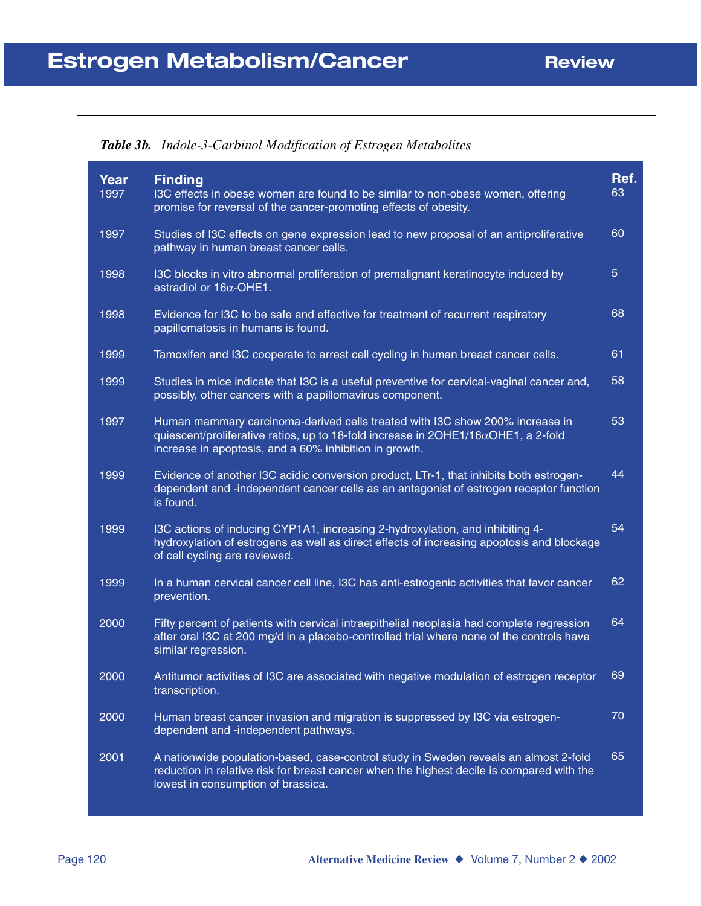*Table 3b. Indole-3-Carbinol Modification of Estrogen Metabolites*

| Year | Finding | Ref. |
|---|---|---|
| 1997 | I3C effects in obese women are found to be similar to non-obese women, offering promise for reversal of the cancer-promoting effects of obesity. | 63 |
| 1997 | Studies of I3C effects on gene expression lead to new proposal of an antiproliferative pathway in human breast cancer cells. | 60 |
| 1998 | I3C blocks in vitro abnormal proliferation of premalignant keratinocyte induced by estradiol or 16α-OHE1. | 5 |
| 1998 | Evidence for I3C to be safe and effective for treatment of recurrent respiratory papillomatosis in humans is found. | 68 |
| 1999 | Tamoxifen and I3C cooperate to arrest cell cycling in human breast cancer cells. | 61 |
| 1999 | Studies in mice indicate that I3C is a useful preventive for cervical-vaginal cancer and, possibly, other cancers with a papillomavirus component. | 58 |
| 1997 | Human mammary carcinoma-derived cells treated with I3C show 200% increase in quiescent/proliferative ratios, up to 18-fold increase in 2OHE1/16αOHE1, a 2-fold increase in apoptosis, and a 60% inhibition in growth. | 53 |
| 1999 | Evidence of another I3C acidic conversion product, LTr-1, that inhibits both estrogen-dependent and -independent cancer cells as an antagonist of estrogen receptor function is found. | 44 |
| 1999 | I3C actions of inducing CYP1A1, increasing 2-hydroxylation, and inhibiting 4-hydroxylation of estrogens as well as direct effects of increasing apoptosis and blockage of cell cycling are reviewed. | 54 |
| 1999 | In a human cervical cancer cell line, I3C has anti-estrogenic activities that favor cancer prevention. | 62 |
| 2000 | Fifty percent of patients with cervical intraepithelial neoplasia had complete regression after oral I3C at 200 mg/d in a placebo-controlled trial where none of the controls have similar regression. | 64 |
| 2000 | Antitumor activities of I3C are associated with negative modulation of estrogen receptor transcription. | 69 |
| 2000 | Human breast cancer invasion and migration is suppressed by I3C via estrogen-dependent and -independent pathways. | 70 |
| 2001 | A nationwide population-based, case-control study in Sweden reveals an almost 2-fold reduction in relative risk for breast cancer when the highest decile is compared with the lowest in consumption of brassica. | 65 |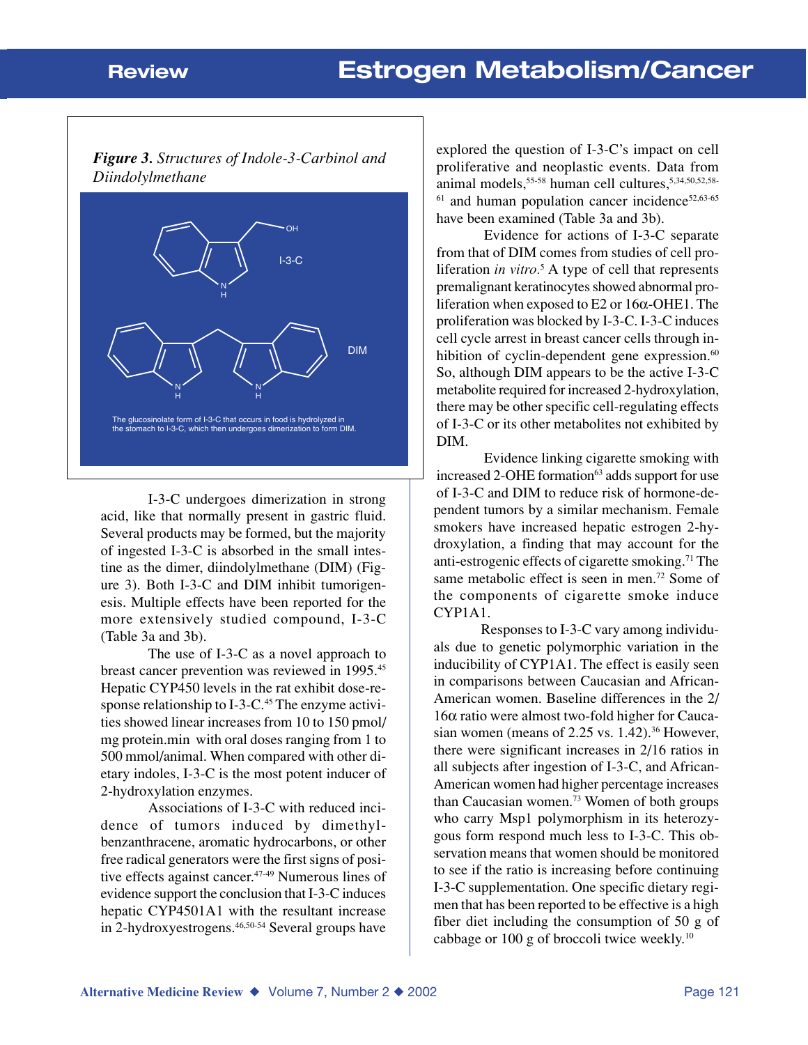***Figure 3.*** *Structures of Indole-3-Carbinol and Diindolylmethane*

The glucosinolate form of I-3-C that occurs in food is hydrolyzed in the stomach to I-3-C, which then undergoes dimerization to form DIM.

I-3-C undergoes dimerization in strong acid, like that normally present in gastric fluid. Several products may be formed, but the majority of ingested I-3-C is absorbed in the small intestine as the dimer, diindolylmethane (DIM) (Figure 3). Both I-3-C and DIM inhibit tumorigenesis. Multiple effects have been reported for the more extensively studied compound, I-3-C (Table 3a and 3b).

The use of I-3-C as a novel approach to breast cancer prevention was reviewed in 1995.[45] Hepatic CYP450 levels in the rat exhibit dose-response relationship to I-3-C.[45] The enzyme activities showed linear increases from 10 to 150 pmol/mg protein.min with oral doses ranging from 1 to 500 mmol/animal. When compared with other dietary indoles, I-3-C is the most potent inducer of 2-hydroxylation enzymes.

Associations of I-3-C with reduced incidence of tumors induced by dimethylbenzanthracene, aromatic hydrocarbons, or other free radical generators were the first signs of positive effects against cancer.[47-49] Numerous lines of evidence support the conclusion that I-3-C induces hepatic CYP4501A1 with the resultant increase in 2-hydroxyestrogens.[46,50-54] Several groups have explored the question of I-3-C's impact on cell proliferative and neoplastic events. Data from animal models,[55-58] human cell cultures,[5,34,50,52,58-61] and human population cancer incidence[52,63-65] have been examined (Table 3a and 3b).

Evidence for actions of I-3-C separate from that of DIM comes from studies of cell proliferation *in vitro*.[5] A type of cell that represents premalignant keratinocytes showed abnormal proliferation when exposed to E2 or 16α-OHE1. The proliferation was blocked by I-3-C. I-3-C induces cell cycle arrest in breast cancer cells through inhibition of cyclin-dependent gene expression.[60] So, although DIM appears to be the active I-3-C metabolite required for increased 2-hydroxylation, there may be other specific cell-regulating effects of I-3-C or its other metabolites not exhibited by DIM.

Evidence linking cigarette smoking with increased 2-OHE formation[63] adds support for use of I-3-C and DIM to reduce risk of hormone-dependent tumors by a similar mechanism. Female smokers have increased hepatic estrogen 2-hydroxylation, a finding that may account for the anti-estrogenic effects of cigarette smoking.[71] The same metabolic effect is seen in men.[72] Some of the components of cigarette smoke induce CYP1A1.

Responses to I-3-C vary among individuals due to genetic polymorphic variation in the inducibility of CYP1A1. The effect is easily seen in comparisons between Caucasian and African-American women. Baseline differences in the 2/16α ratio were almost two-fold higher for Caucasian women (means of 2.25 vs. 1.42).[36] However, there were significant increases in 2/16 ratios in all subjects after ingestion of I-3-C, and African-American women had higher percentage increases than Caucasian women.[73] Women of both groups who carry Msp1 polymorphism in its heterozygous form respond much less to I-3-C. This observation means that women should be monitored to see if the ratio is increasing before continuing I-3-C supplementation. One specific dietary regimen that has been reported to be effective is a high fiber diet including the consumption of 50 g of cabbage or 100 g of broccoli twice weekly.[10]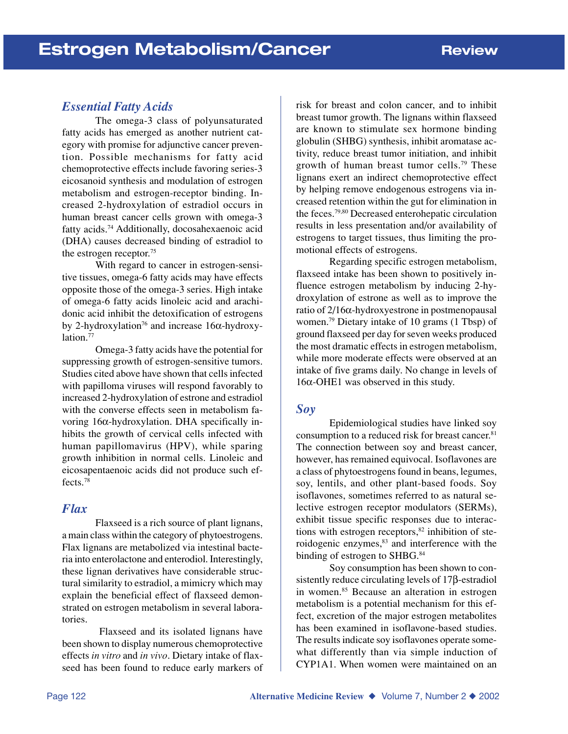### *Essential Fatty Acids*

The omega-3 class of polyunsaturated fatty acids has emerged as another nutrient category with promise for adjunctive cancer prevention. Possible mechanisms for fatty acid chemoprotective effects include favoring series-3 eicosanoid synthesis and modulation of estrogen metabolism and estrogen-receptor binding. Increased 2-hydroxylation of estradiol occurs in human breast cancer cells grown with omega-3 fatty acids.[74] Additionally, docosahexaenoic acid (DHA) causes decreased binding of estradiol to the estrogen receptor.[75]

With regard to cancer in estrogen-sensitive tissues, omega-6 fatty acids may have effects opposite those of the omega-3 series. High intake of omega-6 fatty acids linoleic acid and arachidonic acid inhibit the detoxification of estrogens by 2-hydroxylation[76] and increase 16α-hydroxylation.[77]

Omega-3 fatty acids have the potential for suppressing growth of estrogen-sensitive tumors. Studies cited above have shown that cells infected with papilloma viruses will respond favorably to increased 2-hydroxylation of estrone and estradiol with the converse effects seen in metabolism favoring 16α-hydroxylation. DHA specifically inhibits the growth of cervical cells infected with human papillomavirus (HPV), while sparing growth inhibition in normal cells. Linoleic and eicosapentaenoic acids did not produce such effects.[78]

### *Flax*

Flaxseed is a rich source of plant lignans, a main class within the category of phytoestrogens. Flax lignans are metabolized via intestinal bacteria into enterolactone and enterodiol. Interestingly, these lignan derivatives have considerable structural similarity to estradiol, a mimicry which may explain the beneficial effect of flaxseed demonstrated on estrogen metabolism in several laboratories.

Flaxseed and its isolated lignans have been shown to display numerous chemoprotective effects *in vitro* and *in vivo*. Dietary intake of flaxseed has been found to reduce early markers of risk for breast and colon cancer, and to inhibit breast tumor growth. The lignans within flaxseed are known to stimulate sex hormone binding globulin (SHBG) synthesis, inhibit aromatase activity, reduce breast tumor initiation, and inhibit growth of human breast tumor cells.[79] These lignans exert an indirect chemoprotective effect by helping remove endogenous estrogens via increased retention within the gut for elimination in the feces.[79,80] Decreased enterohepatic circulation results in less presentation and/or availability of estrogens to target tissues, thus limiting the promotional effects of estrogens.

Regarding specific estrogen metabolism, flaxseed intake has been shown to positively influence estrogen metabolism by inducing 2-hydroxylation of estrone as well as to improve the ratio of 2/16α-hydroxyestrone in postmenopausal women.[79] Dietary intake of 10 grams (1 Tbsp) of ground flaxseed per day for seven weeks produced the most dramatic effects in estrogen metabolism, while more moderate effects were observed at an intake of five grams daily. No change in levels of 16α-OHE1 was observed in this study.

### *Soy*

Epidemiological studies have linked soy consumption to a reduced risk for breast cancer.[81] The connection between soy and breast cancer, however, has remained equivocal. Isoflavones are a class of phytoestrogens found in beans, legumes, soy, lentils, and other plant-based foods. Soy isoflavones, sometimes referred to as natural selective estrogen receptor modulators (SERMs), exhibit tissue specific responses due to interactions with estrogen receptors,[82] inhibition of steroidogenic enzymes,[83] and interference with the binding of estrogen to SHBG.[84]

Soy consumption has been shown to consistently reduce circulating levels of 17β-estradiol in women.[85] Because an alteration in estrogen metabolism is a potential mechanism for this effect, excretion of the major estrogen metabolites has been examined in isoflavone-based studies. The results indicate soy isoflavones operate somewhat differently than via simple induction of CYP1A1. When women were maintained on an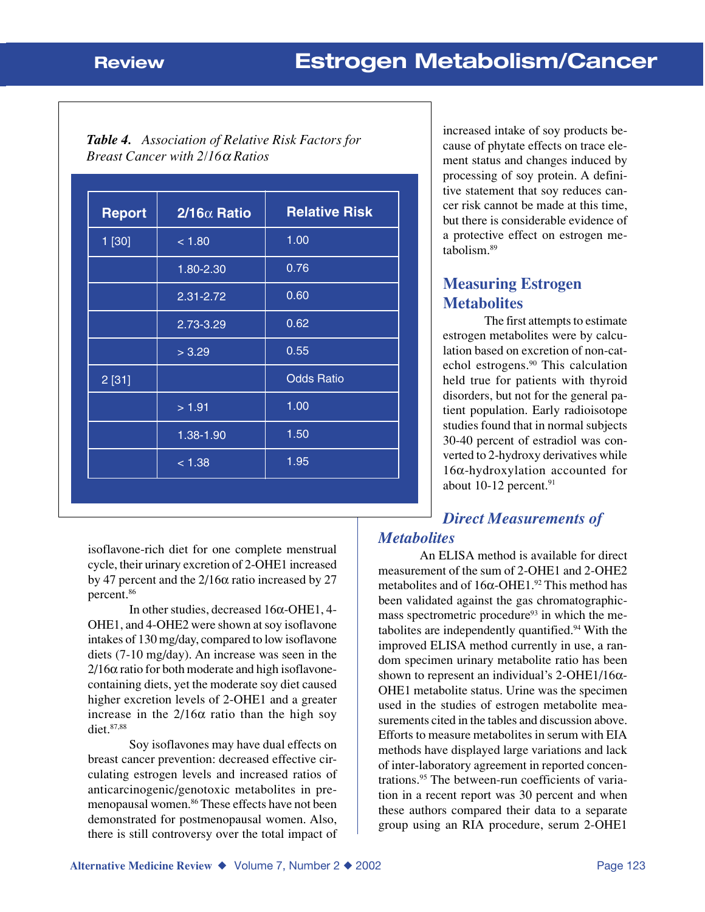*Table 4. Association of Relative Risk Factors for Breast Cancer with 2/16α Ratios*

| Report | 2/16α Ratio | Relative Risk |
|---|---|---|
| 1 [30] | < 1.80 | 1.00 |
| | 1.80-2.30 | 0.76 |
| | 2.31-2.72 | 0.60 |
| | 2.73-3.29 | 0.62 |
| | > 3.29 | 0.55 |
| 2 [31] | | Odds Ratio |
| | > 1.91 | 1.00 |
| | 1.38-1.90 | 1.50 |
| | < 1.38 | 1.95 |

isoflavone-rich diet for one complete menstrual cycle, their urinary excretion of 2-OHE1 increased by 47 percent and the 2/16α ratio increased by 27 percent.[86]

In other studies, decreased 16α-OHE1, 4-OHE1, and 4-OHE2 were shown at soy isoflavone intakes of 130 mg/day, compared to low isoflavone diets (7-10 mg/day). An increase was seen in the 2/16α ratio for both moderate and high isoflavone-containing diets, yet the moderate soy diet caused higher excretion levels of 2-OHE1 and a greater increase in the 2/16α ratio than the high soy diet.[87,88]

Soy isoflavones may have dual effects on breast cancer prevention: decreased effective circulating estrogen levels and increased ratios of anticarcinogenic/genotoxic metabolites in premenopausal women.[86] These effects have not been demonstrated for postmenopausal women. Also, there is still controversy over the total impact of increased intake of soy products because of phytate effects on trace element status and changes induced by processing of soy protein. A definitive statement that soy reduces cancer risk cannot be made at this time, but there is considerable evidence of a protective effect on estrogen metabolism.[89]

## Measuring Estrogen Metabolites

The first attempts to estimate estrogen metabolites were by calculation based on excretion of non-catechol estrogens.[90] This calculation held true for patients with thyroid disorders, but not for the general patient population. Early radioisotope studies found that in normal subjects 30-40 percent of estradiol was converted to 2-hydroxy derivatives while 16α-hydroxylation accounted for about 10-12 percent.[91]

### *Direct Measurements of Metabolites*

An ELISA method is available for direct measurement of the sum of 2-OHE1 and 2-OHE2 metabolites and of 16α-OHE1.[92] This method has been validated against the gas chromatographic-mass spectrometric procedure[93] in which the metabolites are independently quantified.[94] With the improved ELISA method currently in use, a random specimen urinary metabolite ratio has been shown to represent an individual's 2-OHE1/16α-OHE1 metabolite status. Urine was the specimen used in the studies of estrogen metabolite measurements cited in the tables and discussion above. Efforts to measure metabolites in serum with EIA methods have displayed large variations and lack of inter-laboratory agreement in reported concentrations.[95] The between-run coefficients of variation in a recent report was 30 percent and when these authors compared their data to a separate group using an RIA procedure, serum 2-OHE1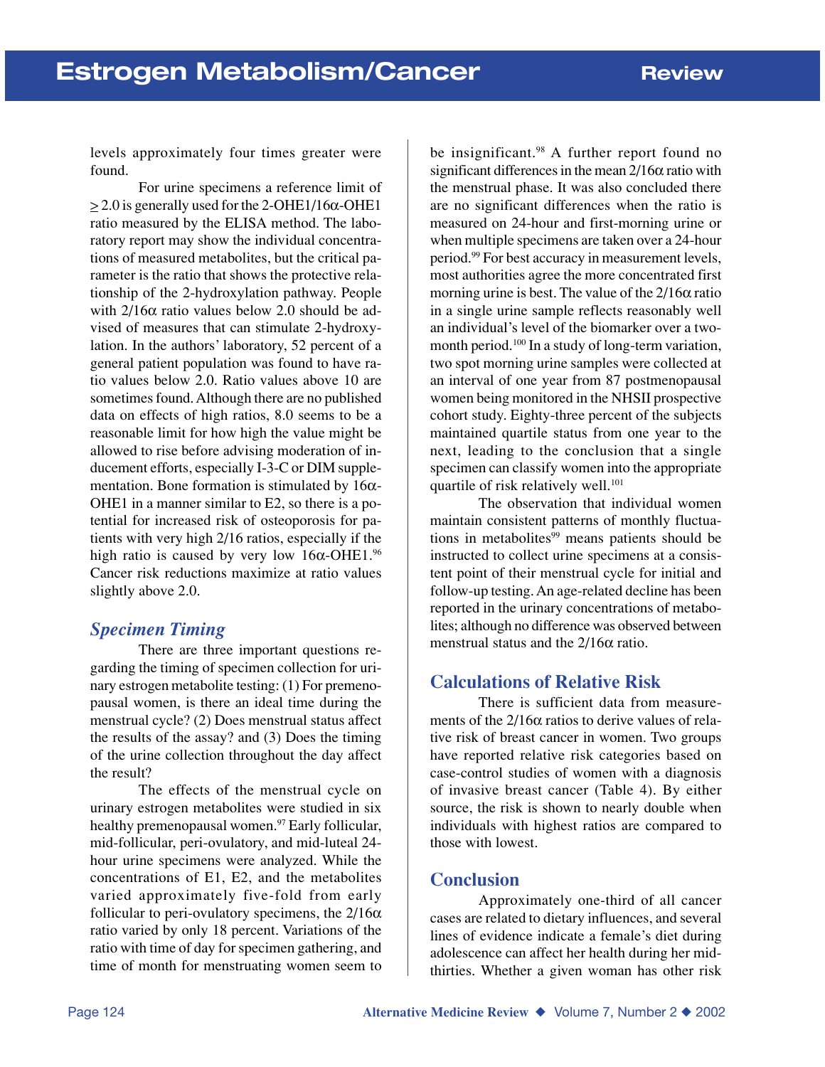levels approximately four times greater were found.

For urine specimens a reference limit of ≥ 2.0 is generally used for the 2-OHE1/16α-OHE1 ratio measured by the ELISA method. The laboratory report may show the individual concentrations of measured metabolites, but the critical parameter is the ratio that shows the protective relationship of the 2-hydroxylation pathway. People with 2/16α ratio values below 2.0 should be advised of measures that can stimulate 2-hydroxylation. In the authors' laboratory, 52 percent of a general patient population was found to have ratio values below 2.0. Ratio values above 10 are sometimes found. Although there are no published data on effects of high ratios, 8.0 seems to be a reasonable limit for how high the value might be allowed to rise before advising moderation of inducement efforts, especially I-3-C or DIM supplementation. Bone formation is stimulated by 16α-OHE1 in a manner similar to E2, so there is a potential for increased risk of osteoporosis for patients with very high 2/16 ratios, especially if the high ratio is caused by very low 16α-OHE1.[96] Cancer risk reductions maximize at ratio values slightly above 2.0.

## *Specimen Timing*

There are three important questions regarding the timing of specimen collection for urinary estrogen metabolite testing: (1) For premenopausal women, is there an ideal time during the menstrual cycle? (2) Does menstrual status affect the results of the assay? and (3) Does the timing of the urine collection throughout the day affect the result?

The effects of the menstrual cycle on urinary estrogen metabolites were studied in six healthy premenopausal women.[97] Early follicular, mid-follicular, peri-ovulatory, and mid-luteal 24-hour urine specimens were analyzed. While the concentrations of E1, E2, and the metabolites varied approximately five-fold from early follicular to peri-ovulatory specimens, the 2/16α ratio varied by only 18 percent. Variations of the ratio with time of day for specimen gathering, and time of month for menstruating women seem to be insignificant.[98] A further report found no significant differences in the mean 2/16α ratio with the menstrual phase. It was also concluded there are no significant differences when the ratio is measured on 24-hour and first-morning urine or when multiple specimens are taken over a 24-hour period.[99] For best accuracy in measurement levels, most authorities agree the more concentrated first morning urine is best. The value of the 2/16α ratio in a single urine sample reflects reasonably well an individual's level of the biomarker over a two-month period.[100] In a study of long-term variation, two spot morning urine samples were collected at an interval of one year from 87 postmenopausal women being monitored in the NHSII prospective cohort study. Eighty-three percent of the subjects maintained quartile status from one year to the next, leading to the conclusion that a single specimen can classify women into the appropriate quartile of risk relatively well.[101]

The observation that individual women maintain consistent patterns of monthly fluctuations in metabolites[99] means patients should be instructed to collect urine specimens at a consistent point of their menstrual cycle for initial and follow-up testing. An age-related decline has been reported in the urinary concentrations of metabolites; although no difference was observed between menstrual status and the 2/16α ratio.

## Calculations of Relative Risk

There is sufficient data from measurements of the 2/16α ratios to derive values of relative risk of breast cancer in women. Two groups have reported relative risk categories based on case-control studies of women with a diagnosis of invasive breast cancer (Table 4). By either source, the risk is shown to nearly double when individuals with highest ratios are compared to those with lowest.

## Conclusion

Approximately one-third of all cancer cases are related to dietary influences, and several lines of evidence indicate a female's diet during adolescence can affect her health during her mid-thirties. Whether a given woman has other risk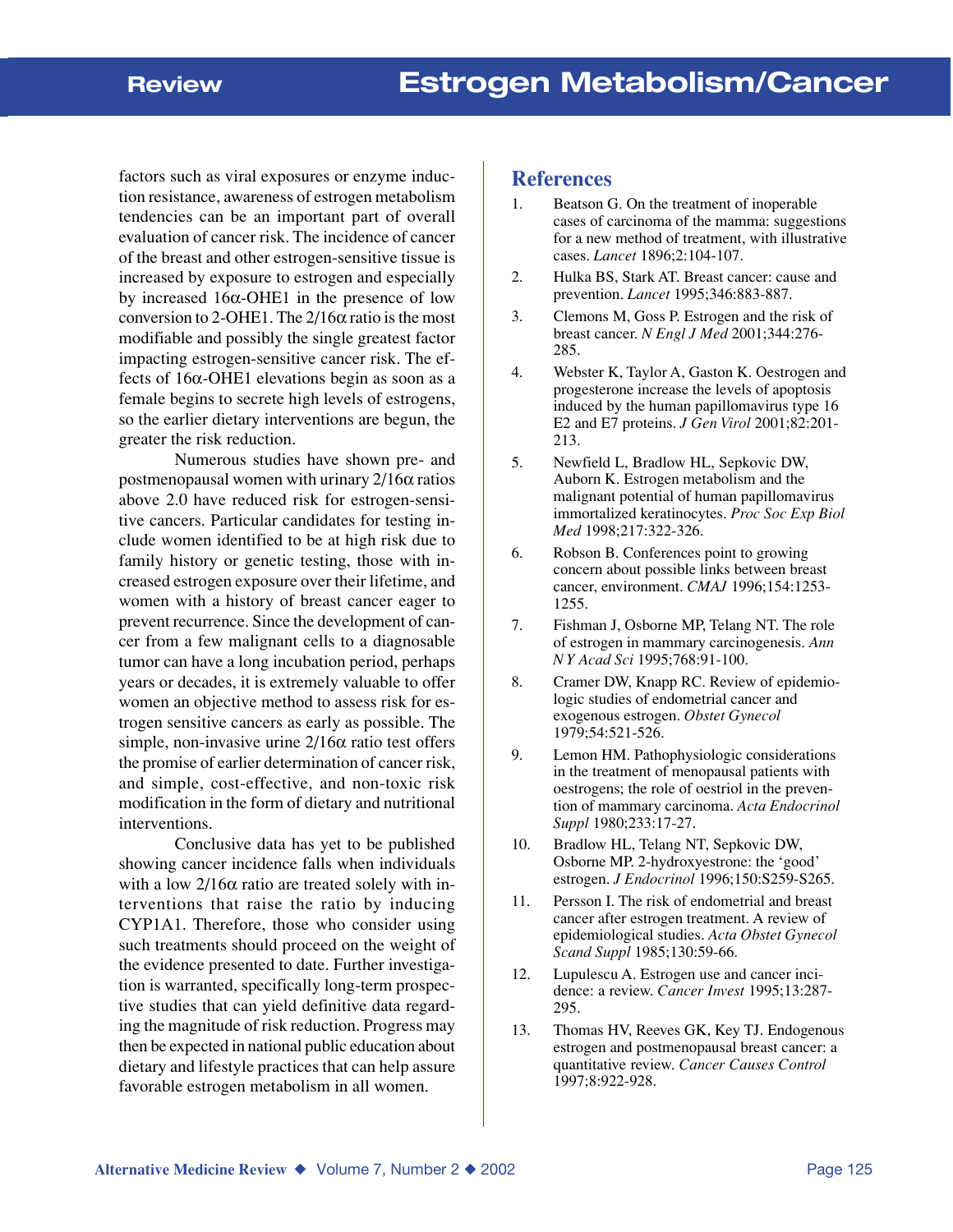factors such as viral exposures or enzyme induction resistance, awareness of estrogen metabolism tendencies can be an important part of overall evaluation of cancer risk. The incidence of cancer of the breast and other estrogen-sensitive tissue is increased by exposure to estrogen and especially by increased 16α-OHE1 in the presence of low conversion to 2-OHE1. The 2/16α ratio is the most modifiable and possibly the single greatest factor impacting estrogen-sensitive cancer risk. The effects of 16α-OHE1 elevations begin as soon as a female begins to secrete high levels of estrogens, so the earlier dietary interventions are begun, the greater the risk reduction.

Numerous studies have shown pre- and postmenopausal women with urinary 2/16α ratios above 2.0 have reduced risk for estrogen-sensitive cancers. Particular candidates for testing include women identified to be at high risk due to family history or genetic testing, those with increased estrogen exposure over their lifetime, and women with a history of breast cancer eager to prevent recurrence. Since the development of cancer from a few malignant cells to a diagnosable tumor can have a long incubation period, perhaps years or decades, it is extremely valuable to offer women an objective method to assess risk for estrogen sensitive cancers as early as possible. The simple, non-invasive urine 2/16α ratio test offers the promise of earlier determination of cancer risk, and simple, cost-effective, and non-toxic risk modification in the form of dietary and nutritional interventions.

Conclusive data has yet to be published showing cancer incidence falls when individuals with a low 2/16α ratio are treated solely with interventions that raise the ratio by inducing CYP1A1. Therefore, those who consider using such treatments should proceed on the weight of the evidence presented to date. Further investigation is warranted, specifically long-term prospective studies that can yield definitive data regarding the magnitude of risk reduction. Progress may then be expected in national public education about dietary and lifestyle practices that can help assure favorable estrogen metabolism in all women.

## References

1. Beatson G. On the treatment of inoperable cases of carcinoma of the mamma: suggestions for a new method of treatment, with illustrative cases. *Lancet* 1896;2:104-107.
2. Hulka BS, Stark AT. Breast cancer: cause and prevention. *Lancet* 1995;346:883-887.
3. Clemons M, Goss P. Estrogen and the risk of breast cancer. *N Engl J Med* 2001;344:276-285.
4. Webster K, Taylor A, Gaston K. Oestrogen and progesterone increase the levels of apoptosis induced by the human papillomavirus type 16 E2 and E7 proteins. *J Gen Virol* 2001;82:201-213.
5. Newfield L, Bradlow HL, Sepkovic DW, Auborn K. Estrogen metabolism and the malignant potential of human papillomavirus immortalized keratinocytes. *Proc Soc Exp Biol Med* 1998;217:322-326.
6. Robson B. Conferences point to growing concern about possible links between breast cancer, environment. *CMAJ* 1996;154:1253-1255.
7. Fishman J, Osborne MP, Telang NT. The role of estrogen in mammary carcinogenesis. *Ann N Y Acad Sci* 1995;768:91-100.
8. Cramer DW, Knapp RC. Review of epidemiologic studies of endometrial cancer and exogenous estrogen. *Obstet Gynecol* 1979;54:521-526.
9. Lemon HM. Pathophysiologic considerations in the treatment of menopausal patients with oestrogens; the role of oestriol in the prevention of mammary carcinoma. *Acta Endocrinol Suppl* 1980;233:17-27.
10. Bradlow HL, Telang NT, Sepkovic DW, Osborne MP. 2-hydroxyestrone: the 'good' estrogen. *J Endocrinol* 1996;150:S259-S265.
11. Persson I. The risk of endometrial and breast cancer after estrogen treatment. A review of epidemiological studies. *Acta Obstet Gynecol Scand Suppl* 1985;130:59-66.
12. Lupulescu A. Estrogen use and cancer incidence: a review. *Cancer Invest* 1995;13:287-295.
13. Thomas HV, Reeves GK, Key TJ. Endogenous estrogen and postmenopausal breast cancer: a quantitative review. *Cancer Causes Control* 1997;8:922-928.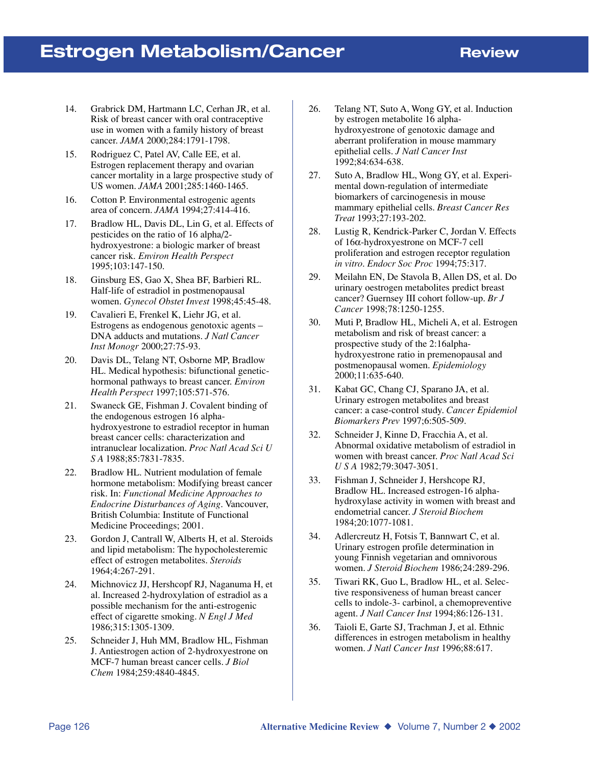14. Grabrick DM, Hartmann LC, Cerhan JR, et al. Risk of breast cancer with oral contraceptive use in women with a family history of breast cancer. *JAMA* 2000;284:1791-1798.
15. Rodriguez C, Patel AV, Calle EE, et al. Estrogen replacement therapy and ovarian cancer mortality in a large prospective study of US women. *JAMA* 2001;285:1460-1465.
16. Cotton P. Environmental estrogenic agents area of concern. *JAMA* 1994;27:414-416.
17. Bradlow HL, Davis DL, Lin G, et al. Effects of pesticides on the ratio of 16 alpha/2-hydroxyestrone: a biologic marker of breast cancer risk. *Environ Health Perspect* 1995;103:147-150.
18. Ginsburg ES, Gao X, Shea BF, Barbieri RL. Half-life of estradiol in postmenopausal women. *Gynecol Obstet Invest* 1998;45:45-48.
19. Cavalieri E, Frenkel K, Liehr JG, et al. Estrogens as endogenous genotoxic agents – DNA adducts and mutations. *J Natl Cancer Inst Monogr* 2000;27:75-93.
20. Davis DL, Telang NT, Osborne MP, Bradlow HL. Medical hypothesis: bifunctional genetic-hormonal pathways to breast cancer. *Environ Health Perspect* 1997;105:571-576.
21. Swaneck GE, Fishman J. Covalent binding of the endogenous estrogen 16 alpha-hydroxyestrone to estradiol receptor in human breast cancer cells: characterization and intranuclear localization. *Proc Natl Acad Sci U S A* 1988;85:7831-7835.
22. Bradlow HL. Nutrient modulation of female hormone metabolism: Modifying breast cancer risk. In: *Functional Medicine Approaches to Endocrine Disturbances of Aging*. Vancouver, British Columbia: Institute of Functional Medicine Proceedings; 2001.
23. Gordon J, Cantrall W, Alberts H, et al. Steroids and lipid metabolism: The hypocholesteremic effect of estrogen metabolites. *Steroids* 1964;4:267-291.
24. Michnovicz JJ, Hershcopf RJ, Naganuma H, et al. Increased 2-hydroxylation of estradiol as a possible mechanism for the anti-estrogenic effect of cigarette smoking. *N Engl J Med* 1986;315:1305-1309.
25. Schneider J, Huh MM, Bradlow HL, Fishman J. Antiestrogen action of 2-hydroxyestrone on MCF-7 human breast cancer cells. *J Biol Chem* 1984;259:4840-4845.
26. Telang NT, Suto A, Wong GY, et al. Induction by estrogen metabolite 16 alpha-hydroxyestrone of genotoxic damage and aberrant proliferation in mouse mammary epithelial cells. *J Natl Cancer Inst* 1992;84:634-638.
27. Suto A, Bradlow HL, Wong GY, et al. Experimental down-regulation of intermediate biomarkers of carcinogenesis in mouse mammary epithelial cells. *Breast Cancer Res Treat* 1993;27:193-202.
28. Lustig R, Kendrick-Parker C, Jordan V. Effects of 16α-hydroxyestrone on MCF-7 cell proliferation and estrogen receptor regulation *in vitro*. *Endocr Soc Proc* 1994;75:317.
29. Meilahn EN, De Stavola B, Allen DS, et al. Do urinary oestrogen metabolites predict breast cancer? Guernsey III cohort follow-up. *Br J Cancer* 1998;78:1250-1255.
30. Muti P, Bradlow HL, Micheli A, et al. Estrogen metabolism and risk of breast cancer: a prospective study of the 2:16alpha-hydroxyestrone ratio in premenopausal and postmenopausal women. *Epidemiology* 2000;11:635-640.
31. Kabat GC, Chang CJ, Sparano JA, et al. Urinary estrogen metabolites and breast cancer: a case-control study. *Cancer Epidemiol Biomarkers Prev* 1997;6:505-509.
32. Schneider J, Kinne D, Fracchia A, et al. Abnormal oxidative metabolism of estradiol in women with breast cancer. *Proc Natl Acad Sci U S A* 1982;79:3047-3051.
33. Fishman J, Schneider J, Hershcope RJ, Bradlow HL. Increased estrogen-16 alpha-hydroxylase activity in women with breast and endometrial cancer. *J Steroid Biochem* 1984;20:1077-1081.
34. Adlercreutz H, Fotsis T, Bannwart C, et al. Urinary estrogen profile determination in young Finnish vegetarian and omnivorous women. *J Steroid Biochem* 1986;24:289-296.
35. Tiwari RK, Guo L, Bradlow HL, et al. Selective responsiveness of human breast cancer cells to indole-3- carbinol, a chemopreventive agent. *J Natl Cancer Inst* 1994;86:126-131.
36. Taioli E, Garte SJ, Trachman J, et al. Ethnic differences in estrogen metabolism in healthy women. *J Natl Cancer Inst* 1996;88:617.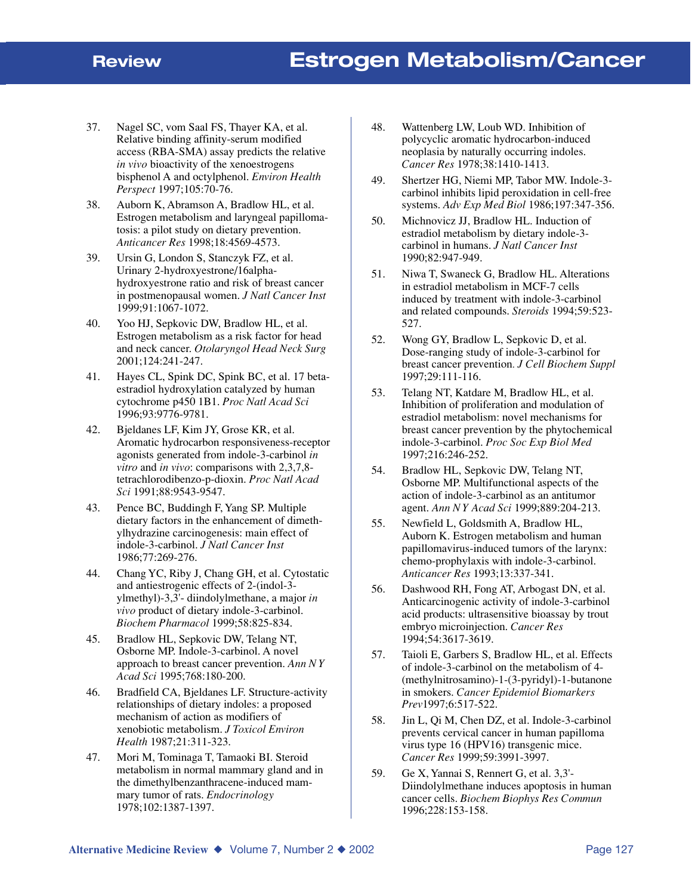37. Nagel SC, vom Saal FS, Thayer KA, et al. Relative binding affinity-serum modified access (RBA-SMA) assay predicts the relative *in vivo* bioactivity of the xenoestrogens bisphenol A and octylphenol. *Environ Health Perspect* 1997;105:70-76.
38. Auborn K, Abramson A, Bradlow HL, et al. Estrogen metabolism and laryngeal papillomatosis: a pilot study on dietary prevention. *Anticancer Res* 1998;18:4569-4573.
39. Ursin G, London S, Stanczyk FZ, et al. Urinary 2-hydroxyestrone/16alpha-hydroxyestrone ratio and risk of breast cancer in postmenopausal women. *J Natl Cancer Inst* 1999;91:1067-1072.
40. Yoo HJ, Sepkovic DW, Bradlow HL, et al. Estrogen metabolism as a risk factor for head and neck cancer. *Otolaryngol Head Neck Surg* 2001;124:241-247.
41. Hayes CL, Spink DC, Spink BC, et al. 17 beta-estradiol hydroxylation catalyzed by human cytochrome p450 1B1. *Proc Natl Acad Sci* 1996;93:9776-9781.
42. Bjeldanes LF, Kim JY, Grose KR, et al. Aromatic hydrocarbon responsiveness-receptor agonists generated from indole-3-carbinol *in vitro* and *in vivo*: comparisons with 2,3,7,8-tetrachlorodibenzo-p-dioxin. *Proc Natl Acad Sci* 1991;88:9543-9547.
43. Pence BC, Buddingh F, Yang SP. Multiple dietary factors in the enhancement of dimethylhydrazine carcinogenesis: main effect of indole-3-carbinol. *J Natl Cancer Inst* 1986;77:269-276.
44. Chang YC, Riby J, Chang GH, et al. Cytostatic and antiestrogenic effects of 2-(indol-3-ylmethyl)-3,3'- diindolylmethane, a major *in vivo* product of dietary indole-3-carbinol. *Biochem Pharmacol* 1999;58:825-834.
45. Bradlow HL, Sepkovic DW, Telang NT, Osborne MP. Indole-3-carbinol. A novel approach to breast cancer prevention. *Ann N Y Acad Sci* 1995;768:180-200.
46. Bradfield CA, Bjeldanes LF. Structure-activity relationships of dietary indoles: a proposed mechanism of action as modifiers of xenobiotic metabolism. *J Toxicol Environ Health* 1987;21:311-323.
47. Mori M, Tominaga T, Tamaoki BI. Steroid metabolism in normal mammary gland and in the dimethylbenzanthracene-induced mammary tumor of rats. *Endocrinology* 1978;102:1387-1397.
48. Wattenberg LW, Loub WD. Inhibition of polycyclic aromatic hydrocarbon-induced neoplasia by naturally occurring indoles. *Cancer Res* 1978;38:1410-1413.
49. Shertzer HG, Niemi MP, Tabor MW. Indole-3-carbinol inhibits lipid peroxidation in cell-free systems. *Adv Exp Med Biol* 1986;197:347-356.
50. Michnovicz JJ, Bradlow HL. Induction of estradiol metabolism by dietary indole-3-carbinol in humans. *J Natl Cancer Inst* 1990;82:947-949.
51. Niwa T, Swaneck G, Bradlow HL. Alterations in estradiol metabolism in MCF-7 cells induced by treatment with indole-3-carbinol and related compounds. *Steroids* 1994;59:523-527.
52. Wong GY, Bradlow L, Sepkovic D, et al. Dose-ranging study of indole-3-carbinol for breast cancer prevention. *J Cell Biochem Suppl* 1997;29:111-116.
53. Telang NT, Katdare M, Bradlow HL, et al. Inhibition of proliferation and modulation of estradiol metabolism: novel mechanisms for breast cancer prevention by the phytochemical indole-3-carbinol. *Proc Soc Exp Biol Med* 1997;216:246-252.
54. Bradlow HL, Sepkovic DW, Telang NT, Osborne MP. Multifunctional aspects of the action of indole-3-carbinol as an antitumor agent. *Ann N Y Acad Sci* 1999;889:204-213.
55. Newfield L, Goldsmith A, Bradlow HL, Auborn K. Estrogen metabolism and human papillomavirus-induced tumors of the larynx: chemo-prophylaxis with indole-3-carbinol. *Anticancer Res* 1993;13:337-341.
56. Dashwood RH, Fong AT, Arbogast DN, et al. Anticarcinogenic activity of indole-3-carbinol acid products: ultrasensitive bioassay by trout embryo microinjection. *Cancer Res* 1994;54:3617-3619.
57. Taioli E, Garbers S, Bradlow HL, et al. Effects of indole-3-carbinol on the metabolism of 4-(methylnitrosamino)-1-(3-pyridyl)-1-butanone in smokers. *Cancer Epidemiol Biomarkers Prev*1997;6:517-522.
58. Jin L, Qi M, Chen DZ, et al. Indole-3-carbinol prevents cervical cancer in human papilloma virus type 16 (HPV16) transgenic mice. *Cancer Res* 1999;59:3991-3997.
59. Ge X, Yannai S, Rennert G, et al. 3,3'-Diindolylmethane induces apoptosis in human cancer cells. *Biochem Biophys Res Commun* 1996;228:153-158.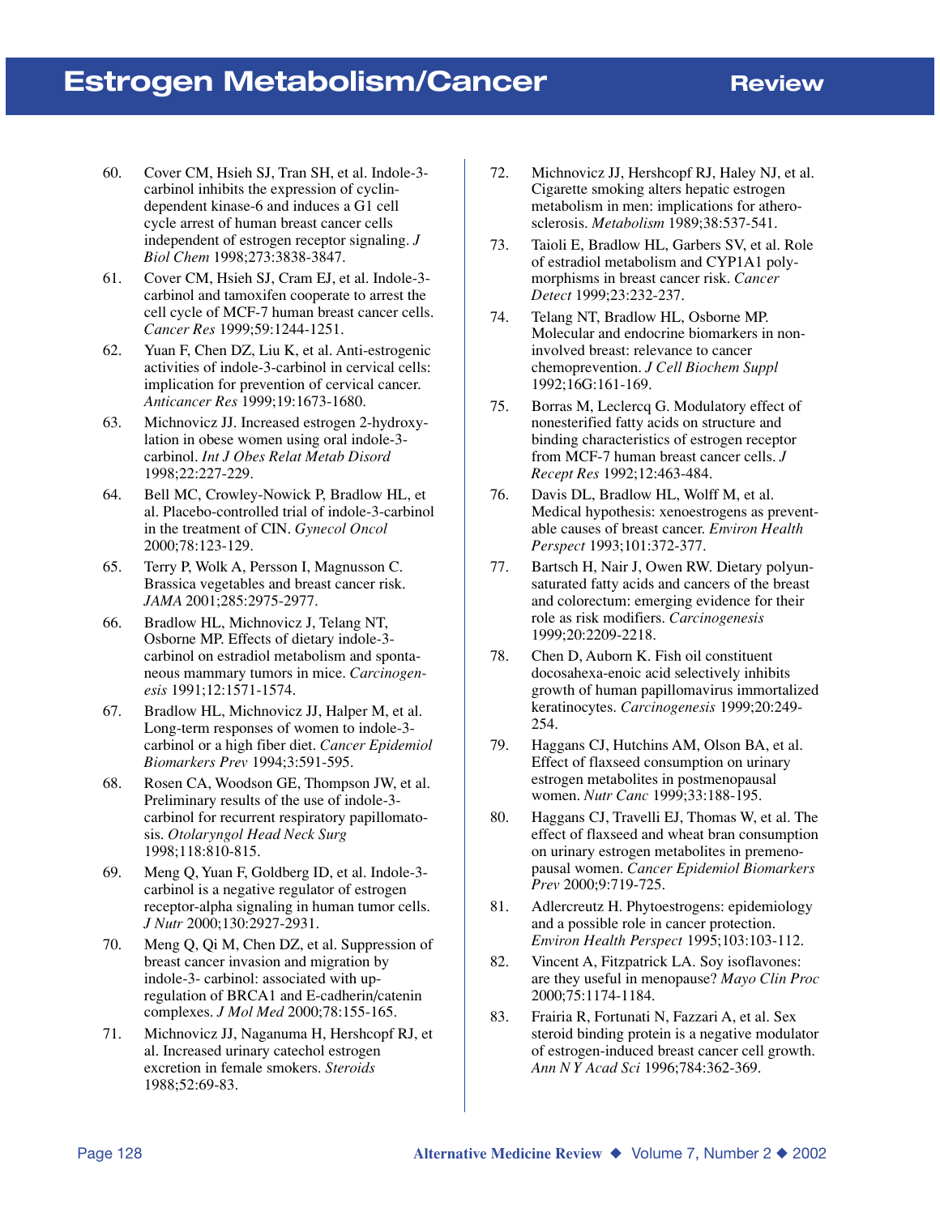60. Cover CM, Hsieh SJ, Tran SH, et al. Indole-3-carbinol inhibits the expression of cyclin-dependent kinase-6 and induces a G1 cell cycle arrest of human breast cancer cells independent of estrogen receptor signaling. *J Biol Chem* 1998;273:3838-3847.
61. Cover CM, Hsieh SJ, Cram EJ, et al. Indole-3-carbinol and tamoxifen cooperate to arrest the cell cycle of MCF-7 human breast cancer cells. *Cancer Res* 1999;59:1244-1251.
62. Yuan F, Chen DZ, Liu K, et al. Anti-estrogenic activities of indole-3-carbinol in cervical cells: implication for prevention of cervical cancer. *Anticancer Res* 1999;19:1673-1680.
63. Michnovicz JJ. Increased estrogen 2-hydroxylation in obese women using oral indole-3-carbinol. *Int J Obes Relat Metab Disord* 1998;22:227-229.
64. Bell MC, Crowley-Nowick P, Bradlow HL, et al. Placebo-controlled trial of indole-3-carbinol in the treatment of CIN. *Gynecol Oncol* 2000;78:123-129.
65. Terry P, Wolk A, Persson I, Magnusson C. Brassica vegetables and breast cancer risk. *JAMA* 2001;285:2975-2977.
66. Bradlow HL, Michnovicz J, Telang NT, Osborne MP. Effects of dietary indole-3-carbinol on estradiol metabolism and spontaneous mammary tumors in mice. *Carcinogenesis* 1991;12:1571-1574.
67. Bradlow HL, Michnovicz JJ, Halper M, et al. Long-term responses of women to indole-3-carbinol or a high fiber diet. *Cancer Epidemiol Biomarkers Prev* 1994;3:591-595.
68. Rosen CA, Woodson GE, Thompson JW, et al. Preliminary results of the use of indole-3-carbinol for recurrent respiratory papillomatosis. *Otolaryngol Head Neck Surg* 1998;118:810-815.
69. Meng Q, Yuan F, Goldberg ID, et al. Indole-3-carbinol is a negative regulator of estrogen receptor-alpha signaling in human tumor cells. *J Nutr* 2000;130:2927-2931.
70. Meng Q, Qi M, Chen DZ, et al. Suppression of breast cancer invasion and migration by indole-3- carbinol: associated with up-regulation of BRCA1 and E-cadherin/catenin complexes. *J Mol Med* 2000;78:155-165.
71. Michnovicz JJ, Naganuma H, Hershcopf RJ, et al. Increased urinary catechol estrogen excretion in female smokers. *Steroids* 1988;52:69-83.
72. Michnovicz JJ, Hershcopf RJ, Haley NJ, et al. Cigarette smoking alters hepatic estrogen metabolism in men: implications for atherosclerosis. *Metabolism* 1989;38:537-541.
73. Taioli E, Bradlow HL, Garbers SV, et al. Role of estradiol metabolism and CYP1A1 polymorphisms in breast cancer risk. *Cancer Detect* 1999;23:232-237.
74. Telang NT, Bradlow HL, Osborne MP. Molecular and endocrine biomarkers in non-involved breast: relevance to cancer chemoprevention. *J Cell Biochem Suppl* 1992;16G:161-169.
75. Borras M, Leclercq G. Modulatory effect of nonesterified fatty acids on structure and binding characteristics of estrogen receptor from MCF-7 human breast cancer cells. *J Recept Res* 1992;12:463-484.
76. Davis DL, Bradlow HL, Wolff M, et al. Medical hypothesis: xenoestrogens as preventable causes of breast cancer. *Environ Health Perspect* 1993;101:372-377.
77. Bartsch H, Nair J, Owen RW. Dietary polyunsaturated fatty acids and cancers of the breast and colorectum: emerging evidence for their role as risk modifiers. *Carcinogenesis* 1999;20:2209-2218.
78. Chen D, Auborn K. Fish oil constituent docosahexa-enoic acid selectively inhibits growth of human papillomavirus immortalized keratinocytes. *Carcinogenesis* 1999;20:249-254.
79. Haggans CJ, Hutchins AM, Olson BA, et al. Effect of flaxseed consumption on urinary estrogen metabolites in postmenopausal women. *Nutr Canc* 1999;33:188-195.
80. Haggans CJ, Travelli EJ, Thomas W, et al. The effect of flaxseed and wheat bran consumption on urinary estrogen metabolites in premenopausal women. *Cancer Epidemiol Biomarkers Prev* 2000;9:719-725.
81. Adlercreutz H. Phytoestrogens: epidemiology and a possible role in cancer protection. *Environ Health Perspect* 1995;103:103-112.
82. Vincent A, Fitzpatrick LA. Soy isoflavones: are they useful in menopause? *Mayo Clin Proc* 2000;75:1174-1184.
83. Frairia R, Fortunati N, Fazzari A, et al. Sex steroid binding protein is a negative modulator of estrogen-induced breast cancer cell growth. *Ann N Y Acad Sci* 1996;784:362-369.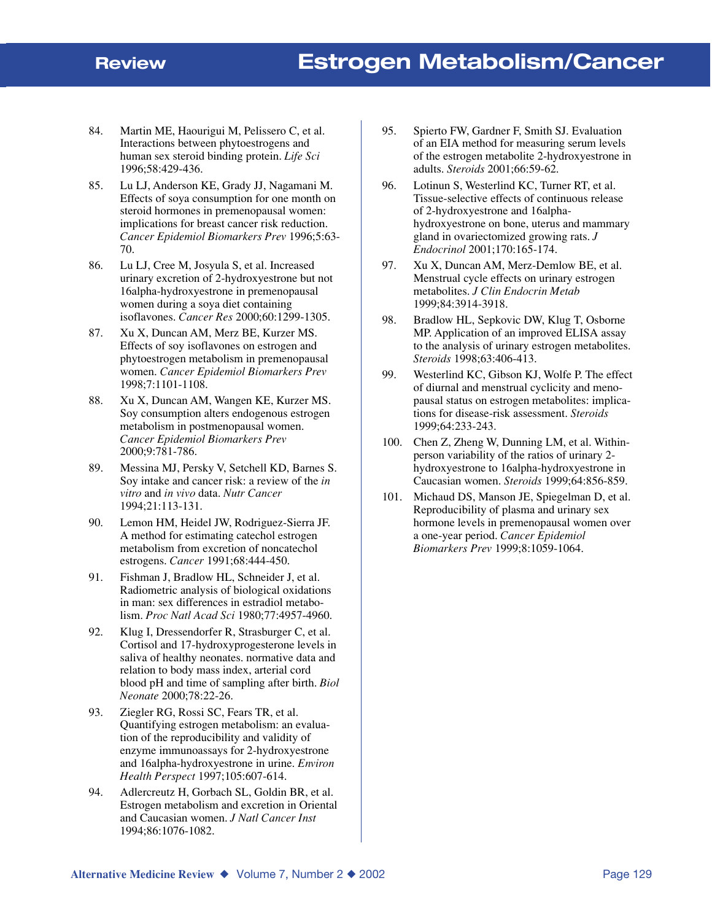84. Martin ME, Haourigui M, Pelissero C, et al. Interactions between phytoestrogens and human sex steroid binding protein. *Life Sci* 1996;58:429-436.
85. Lu LJ, Anderson KE, Grady JJ, Nagamani M. Effects of soya consumption for one month on steroid hormones in premenopausal women: implications for breast cancer risk reduction. *Cancer Epidemiol Biomarkers Prev* 1996;5:63-70.
86. Lu LJ, Cree M, Josyula S, et al. Increased urinary excretion of 2-hydroxyestrone but not 16alpha-hydroxyestrone in premenopausal women during a soya diet containing isoflavones. *Cancer Res* 2000;60:1299-1305.
87. Xu X, Duncan AM, Merz BE, Kurzer MS. Effects of soy isoflavones on estrogen and phytoestrogen metabolism in premenopausal women. *Cancer Epidemiol Biomarkers Prev* 1998;7:1101-1108.
88. Xu X, Duncan AM, Wangen KE, Kurzer MS. Soy consumption alters endogenous estrogen metabolism in postmenopausal women. *Cancer Epidemiol Biomarkers Prev* 2000;9:781-786.
89. Messina MJ, Persky V, Setchell KD, Barnes S. Soy intake and cancer risk: a review of the *in vitro* and *in vivo* data. *Nutr Cancer* 1994;21:113-131.
90. Lemon HM, Heidel JW, Rodriguez-Sierra JF. A method for estimating catechol estrogen metabolism from excretion of noncatechol estrogens. *Cancer* 1991;68:444-450.
91. Fishman J, Bradlow HL, Schneider J, et al. Radiometric analysis of biological oxidations in man: sex differences in estradiol metabolism. *Proc Natl Acad Sci* 1980;77:4957-4960.
92. Klug I, Dressendorfer R, Strasburger C, et al. Cortisol and 17-hydroxyprogesterone levels in saliva of healthy neonates. normative data and relation to body mass index, arterial cord blood pH and time of sampling after birth. *Biol Neonate* 2000;78:22-26.
93. Ziegler RG, Rossi SC, Fears TR, et al. Quantifying estrogen metabolism: an evaluation of the reproducibility and validity of enzyme immunoassays for 2-hydroxyestrone and 16alpha-hydroxyestrone in urine. *Environ Health Perspect* 1997;105:607-614.
94. Adlercreutz H, Gorbach SL, Goldin BR, et al. Estrogen metabolism and excretion in Oriental and Caucasian women. *J Natl Cancer Inst* 1994;86:1076-1082.
95. Spierto FW, Gardner F, Smith SJ. Evaluation of an EIA method for measuring serum levels of the estrogen metabolite 2-hydroxyestrone in adults. *Steroids* 2001;66:59-62.
96. Lotinun S, Westerlind KC, Turner RT, et al. Tissue-selective effects of continuous release of 2-hydroxyestrone and 16alpha-hydroxyestrone on bone, uterus and mammary gland in ovariectomized growing rats. *J Endocrinol* 2001;170:165-174.
97. Xu X, Duncan AM, Merz-Demlow BE, et al. Menstrual cycle effects on urinary estrogen metabolites. *J Clin Endocrin Metab* 1999;84:3914-3918.
98. Bradlow HL, Sepkovic DW, Klug T, Osborne MP. Application of an improved ELISA assay to the analysis of urinary estrogen metabolites. *Steroids* 1998;63:406-413.
99. Westerlind KC, Gibson KJ, Wolfe P. The effect of diurnal and menstrual cyclicity and menopausal status on estrogen metabolites: implications for disease-risk assessment. *Steroids* 1999;64:233-243.
100. Chen Z, Zheng W, Dunning LM, et al. Within-person variability of the ratios of urinary 2-hydroxyestrone to 16alpha-hydroxyestrone in Caucasian women. *Steroids* 1999;64:856-859.
101. Michaud DS, Manson JE, Spiegelman D, et al. Reproducibility of plasma and urinary sex hormone levels in premenopausal women over a one-year period. *Cancer Epidemiol Biomarkers Prev* 1999;8:1059-1064.